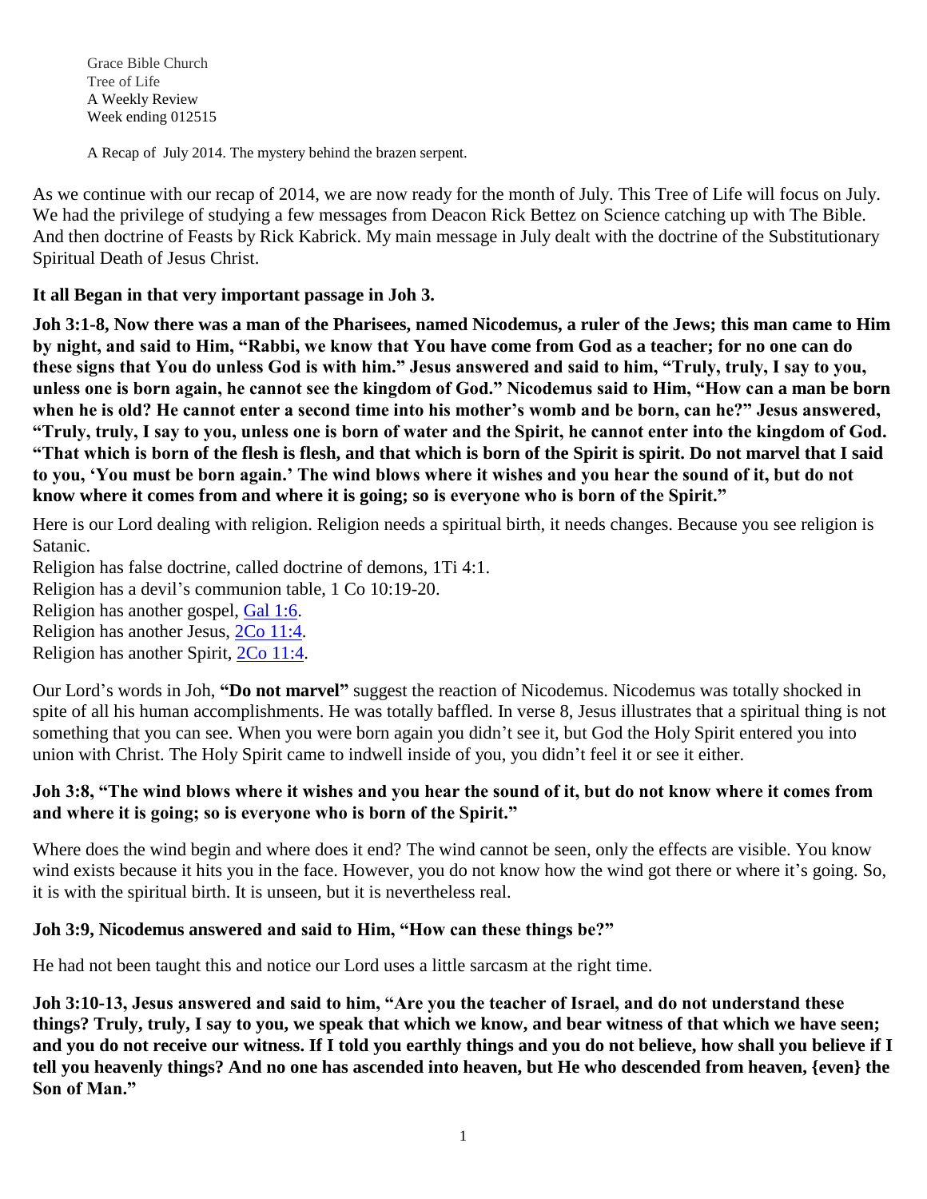Grace Bible Church
Tree of Life
A Weekly Review
Week ending 012515

A Recap of July 2014. The mystery behind the brazen serpent.

As we continue with our recap of 2014, we are now ready for the month of July. This Tree of Life will focus on July. We had the privilege of studying a few messages from Deacon Rick Bettez on Science catching up with The Bible. And then doctrine of Feasts by Rick Kabrick. My main message in July dealt with the doctrine of the Substitutionary Spiritual Death of Jesus Christ.

**It all Began in that very important passage in Joh 3.**

**Joh 3:1-8, Now there was a man of the Pharisees, named Nicodemus, a ruler of the Jews; this man came to Him by night, and said to Him, "Rabbi, we know that You have come from God as a teacher; for no one can do these signs that You do unless God is with him." Jesus answered and said to him, "Truly, truly, I say to you, unless one is born again, he cannot see the kingdom of God." Nicodemus said to Him, "How can a man be born when he is old? He cannot enter a second time into his mother's womb and be born, can he?" Jesus answered, "Truly, truly, I say to you, unless one is born of water and the Spirit, he cannot enter into the kingdom of God. "That which is born of the flesh is flesh, and that which is born of the Spirit is spirit. Do not marvel that I said to you, 'You must be born again.' The wind blows where it wishes and you hear the sound of it, but do not know where it comes from and where it is going; so is everyone who is born of the Spirit."**

Here is our Lord dealing with religion. Religion needs a spiritual birth, it needs changes. Because you see religion is Satanic.
Religion has false doctrine, called doctrine of demons, 1Ti 4:1.
Religion has a devil's communion table, 1 Co 10:19-20.
Religion has another gospel, Gal 1:6.
Religion has another Jesus, 2Co 11:4.
Religion has another Spirit, 2Co 11:4.

Our Lord's words in Joh, **"Do not marvel"** suggest the reaction of Nicodemus. Nicodemus was totally shocked in spite of all his human accomplishments. He was totally baffled. In verse 8, Jesus illustrates that a spiritual thing is not something that you can see. When you were born again you didn't see it, but God the Holy Spirit entered you into union with Christ. The Holy Spirit came to indwell inside of you, you didn't feel it or see it either.

**Joh 3:8, "The wind blows where it wishes and you hear the sound of it, but do not know where it comes from and where it is going; so is everyone who is born of the Spirit."**

Where does the wind begin and where does it end? The wind cannot be seen, only the effects are visible. You know wind exists because it hits you in the face. However, you do not know how the wind got there or where it's going. So, it is with the spiritual birth. It is unseen, but it is nevertheless real.

**Joh 3:9, Nicodemus answered and said to Him, "How can these things be?"**

He had not been taught this and notice our Lord uses a little sarcasm at the right time.

**Joh 3:10-13, Jesus answered and said to him, "Are you the teacher of Israel, and do not understand these things? Truly, truly, I say to you, we speak that which we know, and bear witness of that which we have seen; and you do not receive our witness. If I told you earthly things and you do not believe, how shall you believe if I tell you heavenly things? And no one has ascended into heaven, but He who descended from heaven, {even} the Son of Man."**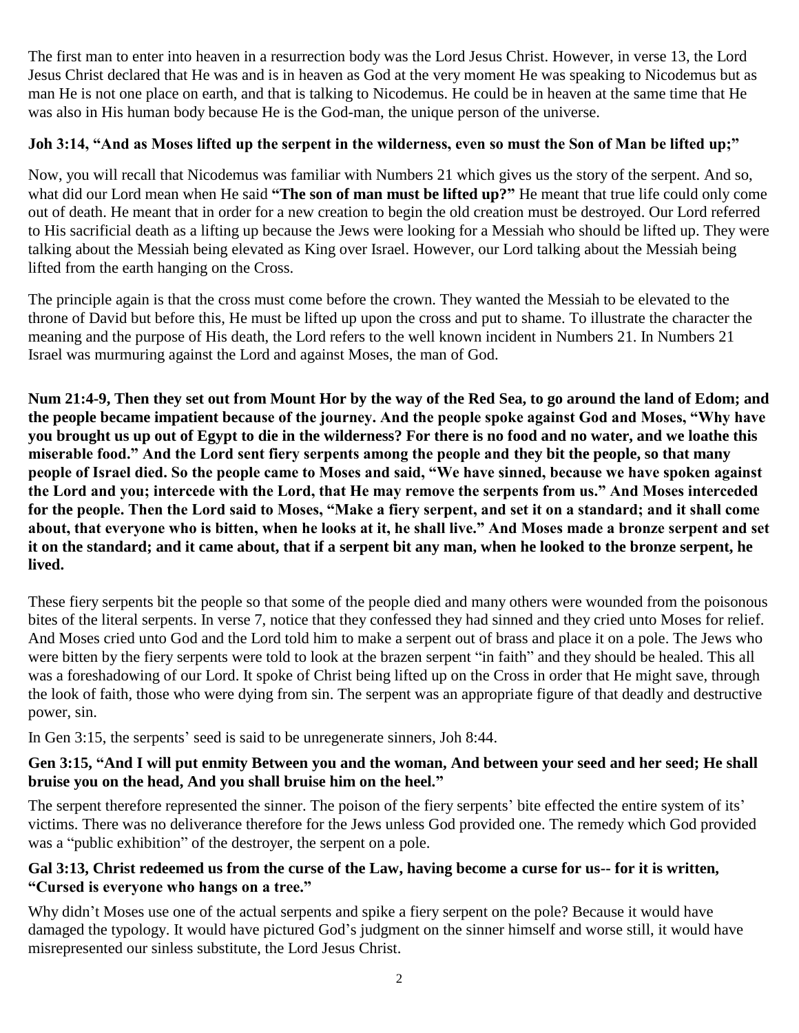The first man to enter into heaven in a resurrection body was the Lord Jesus Christ. However, in verse 13, the Lord Jesus Christ declared that He was and is in heaven as God at the very moment He was speaking to Nicodemus but as man He is not one place on earth, and that is talking to Nicodemus. He could be in heaven at the same time that He was also in His human body because He is the God-man, the unique person of the universe.

**Joh 3:14, "And as Moses lifted up the serpent in the wilderness, even so must the Son of Man be lifted up;"**

Now, you will recall that Nicodemus was familiar with Numbers 21 which gives us the story of the serpent. And so, what did our Lord mean when He said **"The son of man must be lifted up?"** He meant that true life could only come out of death. He meant that in order for a new creation to begin the old creation must be destroyed. Our Lord referred to His sacrificial death as a lifting up because the Jews were looking for a Messiah who should be lifted up. They were talking about the Messiah being elevated as King over Israel. However, our Lord talking about the Messiah being lifted from the earth hanging on the Cross.

The principle again is that the cross must come before the crown. They wanted the Messiah to be elevated to the throne of David but before this, He must be lifted up upon the cross and put to shame. To illustrate the character the meaning and the purpose of His death, the Lord refers to the well known incident in Numbers 21. In Numbers 21 Israel was murmuring against the Lord and against Moses, the man of God.

**Num 21:4-9, Then they set out from Mount Hor by the way of the Red Sea, to go around the land of Edom; and the people became impatient because of the journey. And the people spoke against God and Moses, "Why have you brought us up out of Egypt to die in the wilderness? For there is no food and no water, and we loathe this miserable food." And the Lord sent fiery serpents among the people and they bit the people, so that many people of Israel died. So the people came to Moses and said, "We have sinned, because we have spoken against the Lord and you; intercede with the Lord, that He may remove the serpents from us." And Moses interceded for the people. Then the Lord said to Moses, "Make a fiery serpent, and set it on a standard; and it shall come about, that everyone who is bitten, when he looks at it, he shall live." And Moses made a bronze serpent and set it on the standard; and it came about, that if a serpent bit any man, when he looked to the bronze serpent, he lived.**

These fiery serpents bit the people so that some of the people died and many others were wounded from the poisonous bites of the literal serpents. In verse 7, notice that they confessed they had sinned and they cried unto Moses for relief. And Moses cried unto God and the Lord told him to make a serpent out of brass and place it on a pole. The Jews who were bitten by the fiery serpents were told to look at the brazen serpent "in faith" and they should be healed. This all was a foreshadowing of our Lord. It spoke of Christ being lifted up on the Cross in order that He might save, through the look of faith, those who were dying from sin. The serpent was an appropriate figure of that deadly and destructive power, sin.

In Gen 3:15, the serpents' seed is said to be unregenerate sinners, Joh 8:44.

**Gen 3:15, "And I will put enmity Between you and the woman, And between your seed and her seed; He shall bruise you on the head, And you shall bruise him on the heel."**

The serpent therefore represented the sinner. The poison of the fiery serpents' bite effected the entire system of its' victims. There was no deliverance therefore for the Jews unless God provided one. The remedy which God provided was a "public exhibition" of the destroyer, the serpent on a pole.

**Gal 3:13, Christ redeemed us from the curse of the Law, having become a curse for us-- for it is written, "Cursed is everyone who hangs on a tree."**

Why didn't Moses use one of the actual serpents and spike a fiery serpent on the pole? Because it would have damaged the typology. It would have pictured God's judgment on the sinner himself and worse still, it would have misrepresented our sinless substitute, the Lord Jesus Christ.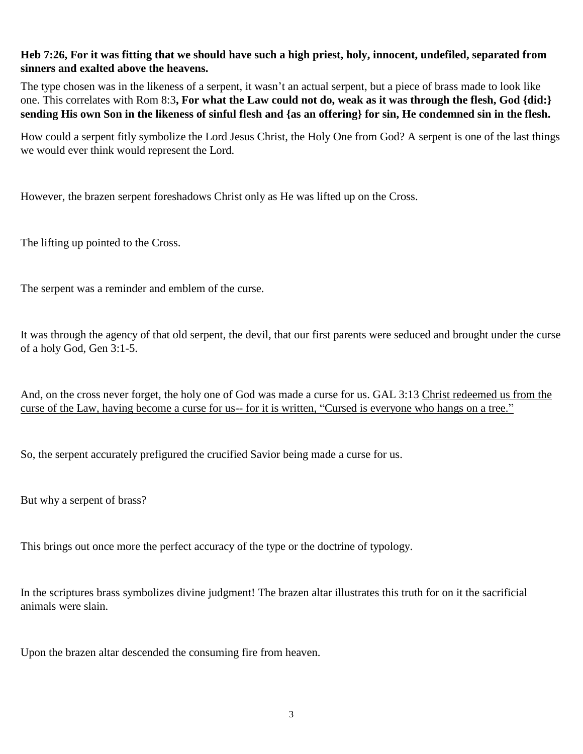**Heb 7:26, For it was fitting that we should have such a high priest, holy, innocent, undefiled, separated from sinners and exalted above the heavens.**

The type chosen was in the likeness of a serpent, it wasn't an actual serpent, but a piece of brass made to look like one. This correlates with Rom 8:3**, For what the Law could not do, weak as it was through the flesh, God {did:} sending His own Son in the likeness of sinful flesh and {as an offering} for sin, He condemned sin in the flesh.**

How could a serpent fitly symbolize the Lord Jesus Christ, the Holy One from God? A serpent is one of the last things we would ever think would represent the Lord.

However, the brazen serpent foreshadows Christ only as He was lifted up on the Cross.

The lifting up pointed to the Cross.

The serpent was a reminder and emblem of the curse.

It was through the agency of that old serpent, the devil, that our first parents were seduced and brought under the curse of a holy God, Gen 3:1-5.

And, on the cross never forget, the holy one of God was made a curse for us. GAL 3:13 <u>Christ redeemed us from the curse of the Law, having become a curse for us-- for it is written, "Cursed is everyone who hangs on a tree."</u>

So, the serpent accurately prefigured the crucified Savior being made a curse for us.

But why a serpent of brass?

This brings out once more the perfect accuracy of the type or the doctrine of typology.

In the scriptures brass symbolizes divine judgment! The brazen altar illustrates this truth for on it the sacrificial animals were slain.

Upon the brazen altar descended the consuming fire from heaven.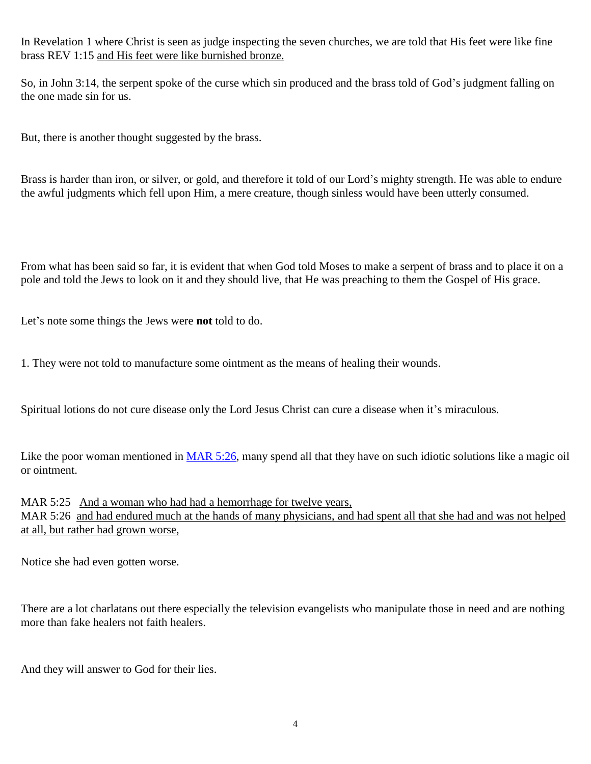In Revelation 1 where Christ is seen as judge inspecting the seven churches, we are told that His feet were like fine brass REV 1:15 <u>and His feet were like burnished bronze.</u>

So, in John 3:14, the serpent spoke of the curse which sin produced and the brass told of God's judgment falling on the one made sin for us.

But, there is another thought suggested by the brass.

Brass is harder than iron, or silver, or gold, and therefore it told of our Lord's mighty strength. He was able to endure the awful judgments which fell upon Him, a mere creature, though sinless would have been utterly consumed.

From what has been said so far, it is evident that when God told Moses to make a serpent of brass and to place it on a pole and told the Jews to look on it and they should live, that He was preaching to them the Gospel of His grace.

Let's note some things the Jews were **not** told to do.

1. They were not told to manufacture some ointment as the means of healing their wounds.

Spiritual lotions do not cure disease only the Lord Jesus Christ can cure a disease when it's miraculous.

Like the poor woman mentioned in MAR 5:26, many spend all that they have on such idiotic solutions like a magic oil or ointment.

MAR 5:25 <u>And a woman who had had a hemorrhage for twelve years,</u>
MAR 5:26 <u>and had endured much at the hands of many physicians, and had spent all that she had and was not helped at all, but rather had grown worse,</u>

Notice she had even gotten worse.

There are a lot charlatans out there especially the television evangelists who manipulate those in need and are nothing more than fake healers not faith healers.

And they will answer to God for their lies.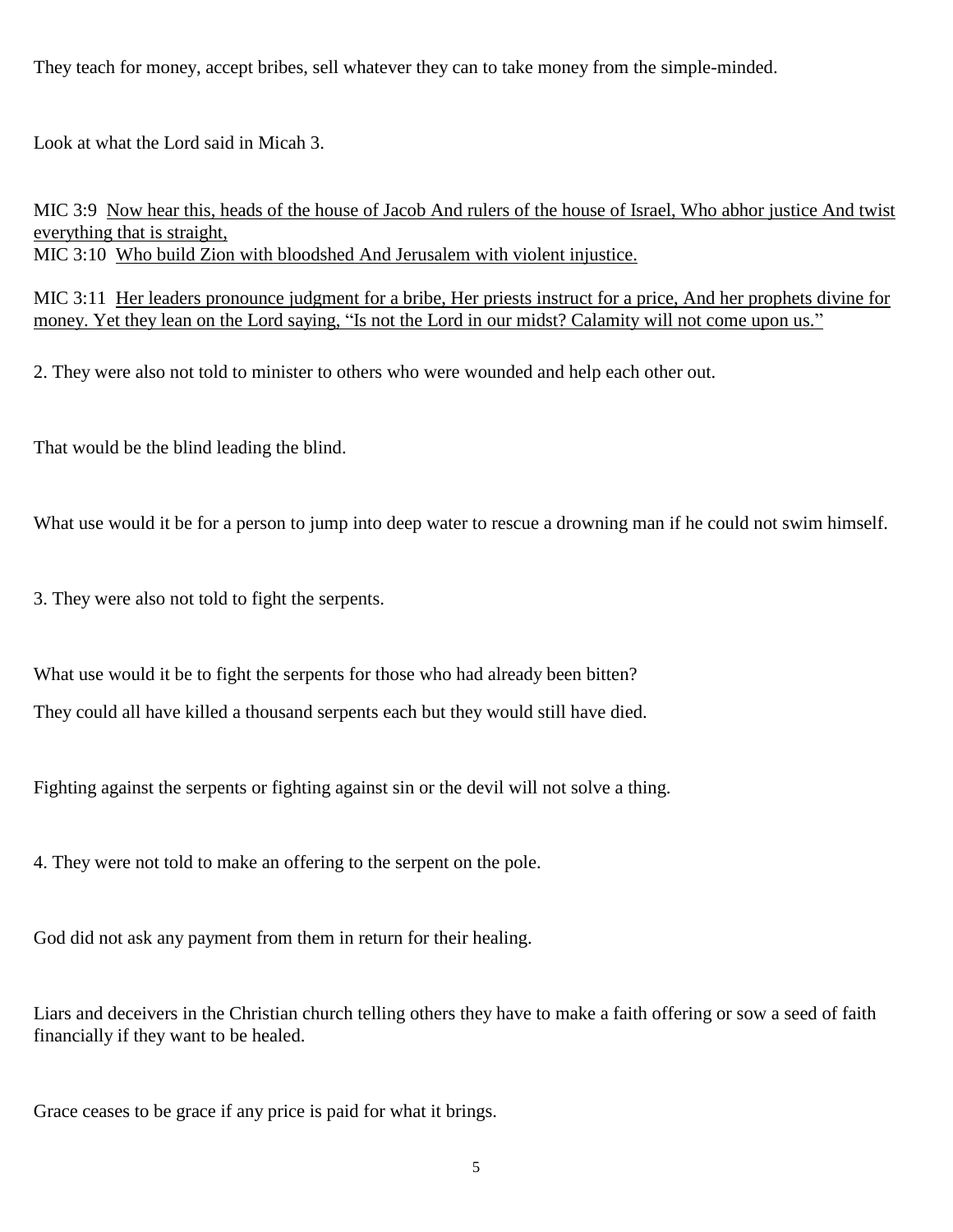They teach for money, accept bribes, sell whatever they can to take money from the simple-minded.

Look at what the Lord said in Micah 3.

MIC 3:9 <u>Now hear this, heads of the house of Jacob And rulers of the house of Israel, Who abhor justice And twist everything that is straight,</u>
MIC 3:10 <u>Who build Zion with bloodshed And Jerusalem with violent injustice.</u>

MIC 3:11 <u>Her leaders pronounce judgment for a bribe, Her priests instruct for a price, And her prophets divine for money. Yet they lean on the Lord saying, "Is not the Lord in our midst? Calamity will not come upon us."</u>

2. They were also not told to minister to others who were wounded and help each other out.

That would be the blind leading the blind.

What use would it be for a person to jump into deep water to rescue a drowning man if he could not swim himself.

3. They were also not told to fight the serpents.

What use would it be to fight the serpents for those who had already been bitten?

They could all have killed a thousand serpents each but they would still have died.

Fighting against the serpents or fighting against sin or the devil will not solve a thing.

4. They were not told to make an offering to the serpent on the pole.

God did not ask any payment from them in return for their healing.

Liars and deceivers in the Christian church telling others they have to make a faith offering or sow a seed of faith financially if they want to be healed.

Grace ceases to be grace if any price is paid for what it brings.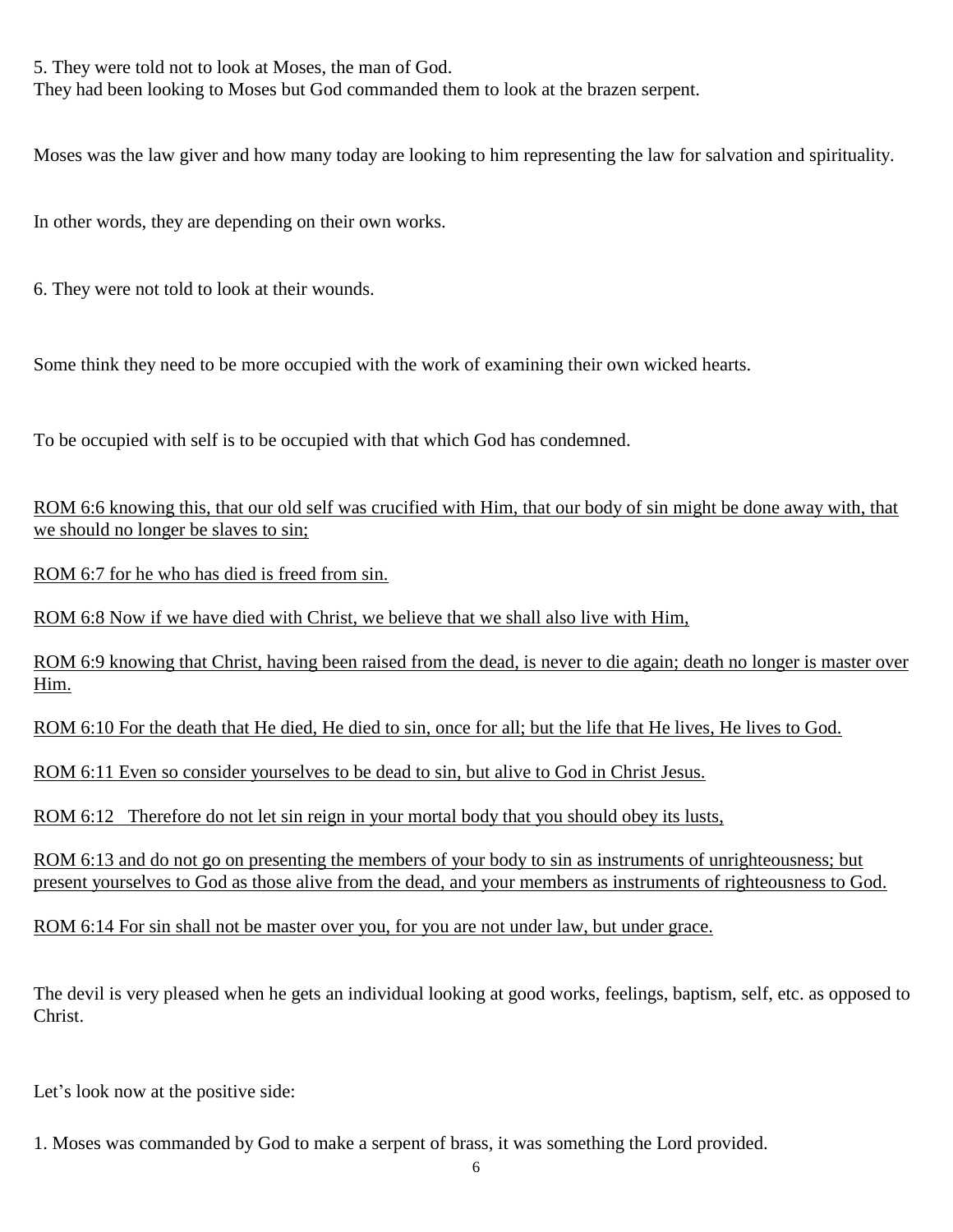5. They were told not to look at Moses, the man of God.
They had been looking to Moses but God commanded them to look at the brazen serpent.

Moses was the law giver and how many today are looking to him representing the law for salvation and spirituality.

In other words, they are depending on their own works.

6. They were not told to look at their wounds.

Some think they need to be more occupied with the work of examining their own wicked hearts.

To be occupied with self is to be occupied with that which God has condemned.

<u>ROM 6:6 knowing this, that our old self was crucified with Him, that our body of sin might be done away with, that we should no longer be slaves to sin;</u>

<u>ROM 6:7 for he who has died is freed from sin.</u>

<u>ROM 6:8 Now if we have died with Christ, we believe that we shall also live with Him,</u>

<u>ROM 6:9 knowing that Christ, having been raised from the dead, is never to die again; death no longer is master over Him.</u>

<u>ROM 6:10 For the death that He died, He died to sin, once for all; but the life that He lives, He lives to God.</u>

<u>ROM 6:11 Even so consider yourselves to be dead to sin, but alive to God in Christ Jesus.</u>

<u>ROM 6:12 Therefore do not let sin reign in your mortal body that you should obey its lusts,</u>

<u>ROM 6:13 and do not go on presenting the members of your body to sin as instruments of unrighteousness; but present yourselves to God as those alive from the dead, and your members as instruments of righteousness to God.</u>

<u>ROM 6:14 For sin shall not be master over you, for you are not under law, but under grace.</u>

The devil is very pleased when he gets an individual looking at good works, feelings, baptism, self, etc. as opposed to Christ.

Let's look now at the positive side:

1. Moses was commanded by God to make a serpent of brass, it was something the Lord provided.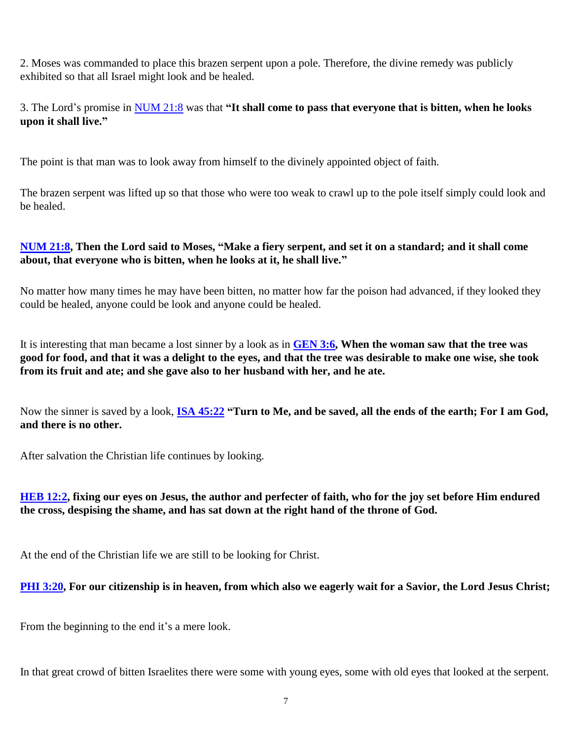2. Moses was commanded to place this brazen serpent upon a pole. Therefore, the divine remedy was publicly exhibited so that all Israel might look and be healed.

3. The Lord's promise in NUM 21:8 was that **"It shall come to pass that everyone that is bitten, when he looks upon it shall live."**

The point is that man was to look away from himself to the divinely appointed object of faith.

The brazen serpent was lifted up so that those who were too weak to crawl up to the pole itself simply could look and be healed.

**NUM 21:8, Then the Lord said to Moses, "Make a fiery serpent, and set it on a standard; and it shall come about, that everyone who is bitten, when he looks at it, he shall live."**

No matter how many times he may have been bitten, no matter how far the poison had advanced, if they looked they could be healed, anyone could be look and anyone could be healed.

It is interesting that man became a lost sinner by a look as in **GEN 3:6, When the woman saw that the tree was good for food, and that it was a delight to the eyes, and that the tree was desirable to make one wise, she took from its fruit and ate; and she gave also to her husband with her, and he ate.**

Now the sinner is saved by a look, **ISA 45:22 "Turn to Me, and be saved, all the ends of the earth; For I am God, and there is no other.**

After salvation the Christian life continues by looking.

**HEB 12:2, fixing our eyes on Jesus, the author and perfecter of faith, who for the joy set before Him endured the cross, despising the shame, and has sat down at the right hand of the throne of God.**

At the end of the Christian life we are still to be looking for Christ.

**PHI 3:20, For our citizenship is in heaven, from which also we eagerly wait for a Savior, the Lord Jesus Christ;**

From the beginning to the end it's a mere look.

In that great crowd of bitten Israelites there were some with young eyes, some with old eyes that looked at the serpent.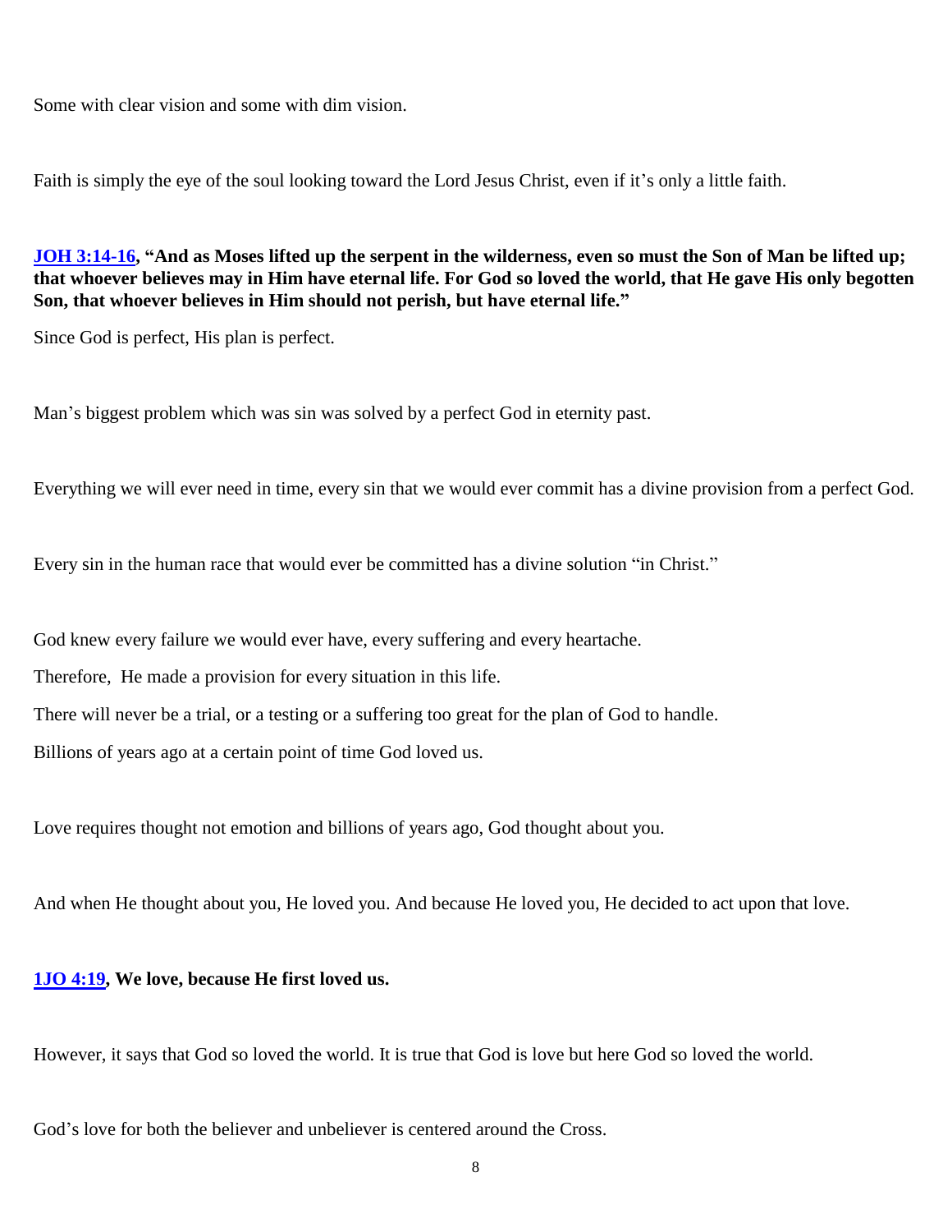Some with clear vision and some with dim vision.

Faith is simply the eye of the soul looking toward the Lord Jesus Christ, even if it's only a little faith.

**JOH 3:14-16, "And as Moses lifted up the serpent in the wilderness, even so must the Son of Man be lifted up; that whoever believes may in Him have eternal life. For God so loved the world, that He gave His only begotten Son, that whoever believes in Him should not perish, but have eternal life."**

Since God is perfect, His plan is perfect.

Man's biggest problem which was sin was solved by a perfect God in eternity past.

Everything we will ever need in time, every sin that we would ever commit has a divine provision from a perfect God.

Every sin in the human race that would ever be committed has a divine solution "in Christ."

God knew every failure we would ever have, every suffering and every heartache.

Therefore, He made a provision for every situation in this life.

There will never be a trial, or a testing or a suffering too great for the plan of God to handle.

Billions of years ago at a certain point of time God loved us.

Love requires thought not emotion and billions of years ago, God thought about you.

And when He thought about you, He loved you. And because He loved you, He decided to act upon that love.

**1JO 4:19, We love, because He first loved us.**

However, it says that God so loved the world. It is true that God is love but here God so loved the world.

God's love for both the believer and unbeliever is centered around the Cross.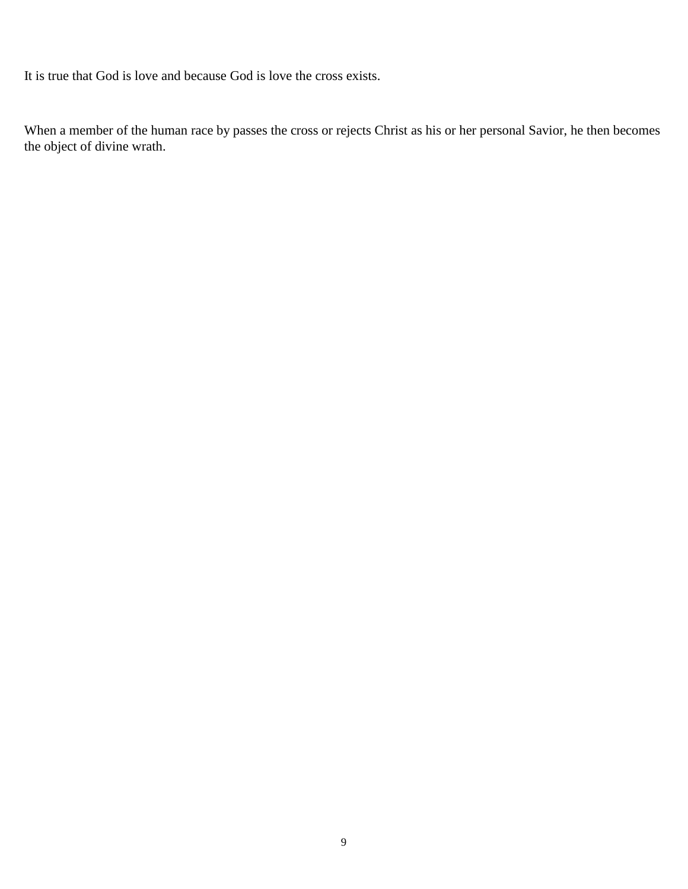It is true that God is love and because God is love the cross exists.

When a member of the human race by passes the cross or rejects Christ as his or her personal Savior, he then becomes the object of divine wrath.